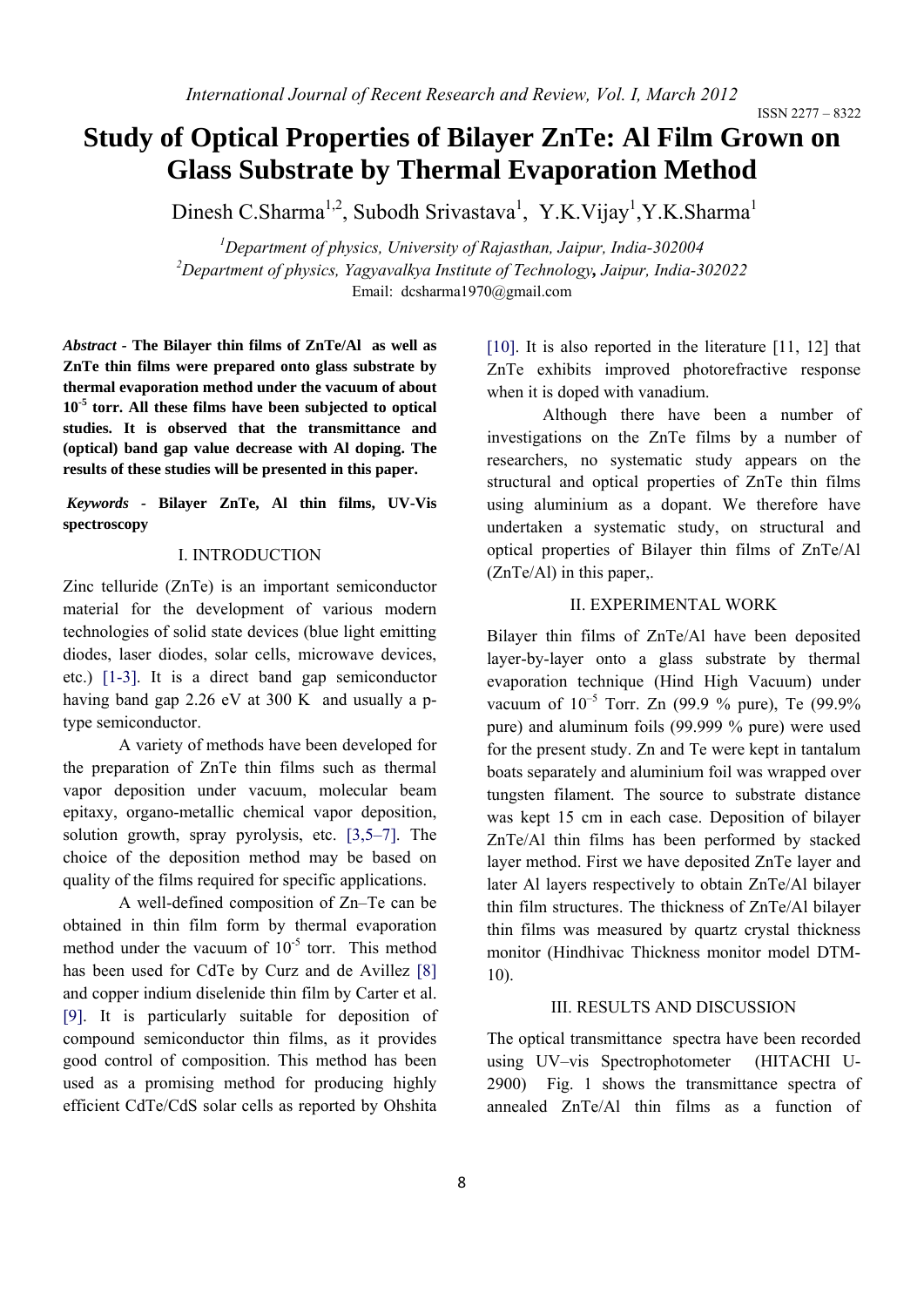ISSN 2277 – 8322

# Study of Optical Properties of Bilayer ZnTe: Al Film Grown on Glass Substrate by Thermal Evaporation Method

Dinesh C.Sharma[1,2], Subodh Srivastava[1], Y.K.Vijay[1],Y.K.Sharma[1]

[1]Department of physics, University of Rajasthan, Jaipur, India-302004
[2]Department of physics, Yagyavalkya Institute of Technology, Jaipur, India-302022
Email: dcsharma1970@gmail.com

***Abstract* - The Bilayer thin films of ZnTe/Al as well as ZnTe thin films were prepared onto glass substrate by thermal evaporation method under the vacuum of about $10^{-5}$ torr. All these films have been subjected to optical studies. It is observed that the transmittance and (optical) band gap value decrease with Al doping. The results of these studies will be presented in this paper.**

***Keywords* - Bilayer ZnTe, Al thin films, UV-Vis spectroscopy**

## I. INTRODUCTION

Zinc telluride (ZnTe) is an important semiconductor material for the development of various modern technologies of solid state devices (blue light emitting diodes, laser diodes, solar cells, microwave devices, etc.) [1-3]. It is a direct band gap semiconductor having band gap 2.26 eV at 300 K and usually a p-type semiconductor.

A variety of methods have been developed for the preparation of ZnTe thin films such as thermal vapor deposition under vacuum, molecular beam epitaxy, organo-metallic chemical vapor deposition, solution growth, spray pyrolysis, etc. [3,5–7]. The choice of the deposition method may be based on quality of the films required for specific applications.

A well-defined composition of Zn–Te can be obtained in thin film form by thermal evaporation method under the vacuum of $10^{-5}$ torr. This method has been used for CdTe by Curz and de Avillez [8] and copper indium diselenide thin film by Carter et al. [9]. It is particularly suitable for deposition of compound semiconductor thin films, as it provides good control of composition. This method has been used as a promising method for producing highly efficient CdTe/CdS solar cells as reported by Ohshita [10]. It is also reported in the literature [11, 12] that ZnTe exhibits improved photorefractive response when it is doped with vanadium.

Although there have been a number of investigations on the ZnTe films by a number of researchers, no systematic study appears on the structural and optical properties of ZnTe thin films using aluminium as a dopant. We therefore have undertaken a systematic study, on structural and optical properties of Bilayer thin films of ZnTe/Al (ZnTe/Al) in this paper,.

## II. EXPERIMENTAL WORK

Bilayer thin films of ZnTe/Al have been deposited layer-by-layer onto a glass substrate by thermal evaporation technique (Hind High Vacuum) under vacuum of $10^{-5}$ Torr. Zn (99.9 % pure), Te (99.9% pure) and aluminum foils (99.999 % pure) were used for the present study. Zn and Te were kept in tantalum boats separately and aluminium foil was wrapped over tungsten filament. The source to substrate distance was kept 15 cm in each case. Deposition of bilayer ZnTe/Al thin films has been performed by stacked layer method. First we have deposited ZnTe layer and later Al layers respectively to obtain ZnTe/Al bilayer thin film structures. The thickness of ZnTe/Al bilayer thin films was measured by quartz crystal thickness monitor (Hindhivac Thickness monitor model DTM-10).

## III. RESULTS AND DISCUSSION

The optical transmittance spectra have been recorded using UV–vis Spectrophotometer (HITACHI U-2900) Fig. 1 shows the transmittance spectra of annealed ZnTe/Al thin films as a function of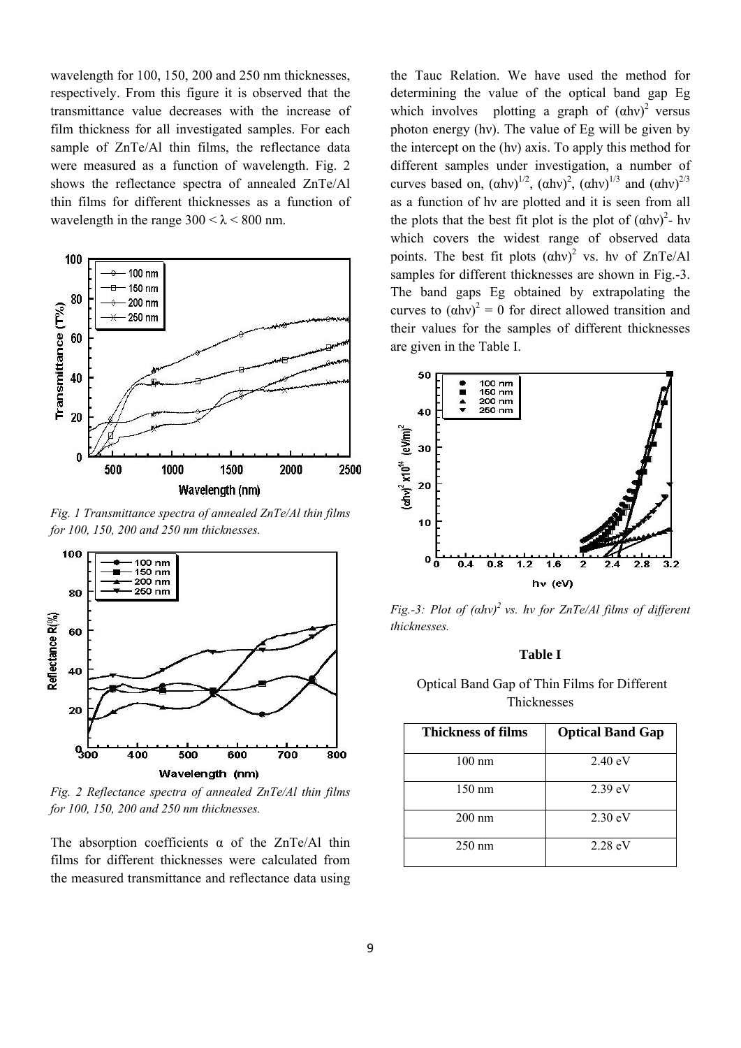wavelength for 100, 150, 200 and 250 nm thicknesses, respectively. From this figure it is observed that the transmittance value decreases with the increase of film thickness for all investigated samples. For each sample of ZnTe/Al thin films, the reflectance data were measured as a function of wavelength. Fig. 2 shows the reflectance spectra of annealed ZnTe/Al thin films for different thicknesses as a function of wavelength in the range $300 < \lambda < 800$ nm.

*Fig. 1 Transmittance spectra of annealed ZnTe/Al thin films for 100, 150, 200 and 250 nm thicknesses.*

*Fig. 2 Reflectance spectra of annealed ZnTe/Al thin films for 100, 150, 200 and 250 nm thicknesses.*

The absorption coefficients $\alpha$ of the ZnTe/Al thin films for different thicknesses were calculated from the measured transmittance and reflectance data using the Tauc Relation. We have used the method for determining the value of the optical band gap Eg which involves plotting a graph of $(\alpha h\nu)^2$ versus photon energy ($h\nu$). The value of Eg will be given by the intercept on the ($h\nu$) axis. To apply this method for different samples under investigation, a number of curves based on, $(\alpha h\nu)^{1/2}$, $(\alpha h\nu)^2$, $(\alpha h\nu)^{1/3}$ and $(\alpha h\nu)^{2/3}$ as a function of $h\nu$ are plotted and it is seen from all the plots that the best fit plot is the plot of $(\alpha h\nu)^2$- $h\nu$ which covers the widest range of observed data points. The best fit plots $(\alpha h\nu)^2$ vs. $h\nu$ of ZnTe/Al samples for different thicknesses are shown in Fig.-3. The band gaps Eg obtained by extrapolating the curves to $(\alpha h\nu)^2 = 0$ for direct allowed transition and their values for the samples of different thicknesses are given in the Table I.

*Fig.-3: Plot of $(\alpha h\nu)^2$ vs. $h\nu$ for ZnTe/Al films of different thicknesses.*

**Table I**

Optical Band Gap of Thin Films for Different Thicknesses

| Thickness of films | Optical Band Gap |
|---|---|
| 100 nm | 2.40 eV |
| 150 nm | 2.39 eV |
| 200 nm | 2.30 eV |
| 250 nm | 2.28 eV |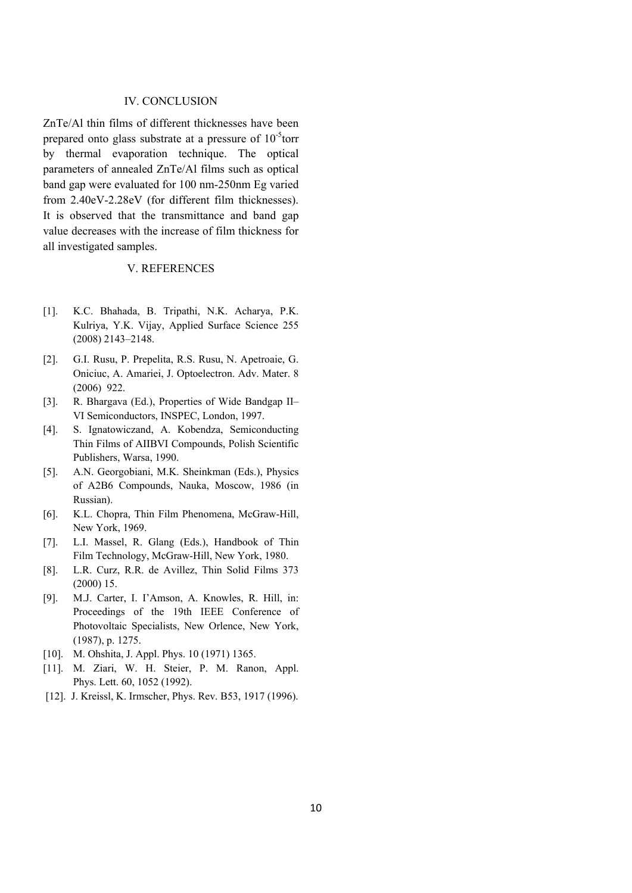## IV. CONCLUSION

ZnTe/Al thin films of different thicknesses have been prepared onto glass substrate at a pressure of $10^{-5}$torr by thermal evaporation technique. The optical parameters of annealed ZnTe/Al films such as optical band gap were evaluated for 100 nm-250nm Eg varied from 2.40eV-2.28eV (for different film thicknesses). It is observed that the transmittance and band gap value decreases with the increase of film thickness for all investigated samples.

## V. REFERENCES

[1]. K.C. Bhahada, B. Tripathi, N.K. Acharya, P.K. Kulriya, Y.K. Vijay, Applied Surface Science 255 (2008) 2143–2148.

[2]. G.I. Rusu, P. Prepelita, R.S. Rusu, N. Apetroaie, G. Oniciuc, A. Amariei, J. Optoelectron. Adv. Mater. 8 (2006) 922.

[3]. R. Bhargava (Ed.), Properties of Wide Bandgap II–VI Semiconductors, INSPEC, London, 1997.

[4]. S. Ignatowiczand, A. Kobendza, Semiconducting Thin Films of AIIBVI Compounds, Polish Scientific Publishers, Warsa, 1990.

[5]. A.N. Georgobiani, M.K. Sheinkman (Eds.), Physics of A2B6 Compounds, Nauka, Moscow, 1986 (in Russian).

[6]. K.L. Chopra, Thin Film Phenomena, McGraw-Hill, New York, 1969.

[7]. L.I. Massel, R. Glang (Eds.), Handbook of Thin Film Technology, McGraw-Hill, New York, 1980.

[8]. L.R. Curz, R.R. de Avillez, Thin Solid Films 373 (2000) 15.

[9]. M.J. Carter, I. I'Amson, A. Knowles, R. Hill, in: Proceedings of the 19th IEEE Conference of Photovoltaic Specialists, New Orlence, New York, (1987), p. 1275.

[10]. M. Ohshita, J. Appl. Phys. 10 (1971) 1365.

[11]. M. Ziari, W. H. Steier, P. M. Ranon, Appl. Phys. Lett. 60, 1052 (1992).

[12]. J. Kreissl, K. Irmscher, Phys. Rev. B53, 1917 (1996).